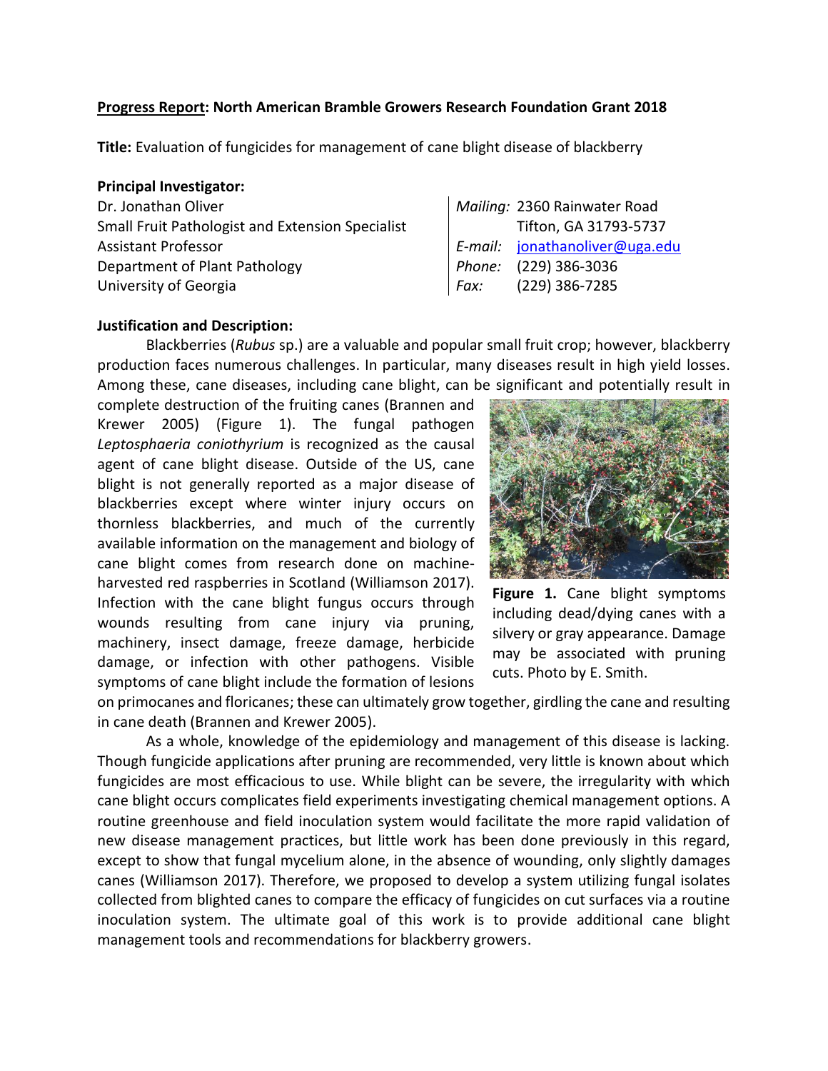**Progress Report: North American Bramble Growers Research Foundation Grant 2018**

**Title:** Evaluation of fungicides for management of cane blight disease of blackberry

**Principal Investigator:**

Dr. Jonathan Oliver
Small Fruit Pathologist and Extension Specialist
Assistant Professor
Department of Plant Pathology
University of Georgia

*Mailing:* 2360 Rainwater Road
Tifton, GA 31793-5737
*E-mail:* jonathanoliver@uga.edu
*Phone:* (229) 386-3036
*Fax:* (229) 386-7285

**Justification and Description:**

Blackberries (*Rubus* sp.) are a valuable and popular small fruit crop; however, blackberry production faces numerous challenges. In particular, many diseases result in high yield losses. Among these, cane diseases, including cane blight, can be significant and potentially result in complete destruction of the fruiting canes (Brannen and Krewer 2005) (Figure 1). The fungal pathogen *Leptosphaeria coniothyrium* is recognized as the causal agent of cane blight disease. Outside of the US, cane blight is not generally reported as a major disease of blackberries except where winter injury occurs on thornless blackberries, and much of the currently available information on the management and biology of cane blight comes from research done on machine-harvested red raspberries in Scotland (Williamson 2017). Infection with the cane blight fungus occurs through wounds resulting from cane injury via pruning, machinery, insect damage, freeze damage, herbicide damage, or infection with other pathogens. Visible symptoms of cane blight include the formation of lesions on primocanes and floricanes; these can ultimately grow together, girdling the cane and resulting in cane death (Brannen and Krewer 2005).

**Figure 1.** Cane blight symptoms including dead/dying canes with a silvery or gray appearance. Damage may be associated with pruning cuts. Photo by E. Smith.

As a whole, knowledge of the epidemiology and management of this disease is lacking. Though fungicide applications after pruning are recommended, very little is known about which fungicides are most efficacious to use. While blight can be severe, the irregularity with which cane blight occurs complicates field experiments investigating chemical management options. A routine greenhouse and field inoculation system would facilitate the more rapid validation of new disease management practices, but little work has been done previously in this regard, except to show that fungal mycelium alone, in the absence of wounding, only slightly damages canes (Williamson 2017). Therefore, we proposed to develop a system utilizing fungal isolates collected from blighted canes to compare the efficacy of fungicides on cut surfaces via a routine inoculation system. The ultimate goal of this work is to provide additional cane blight management tools and recommendations for blackberry growers.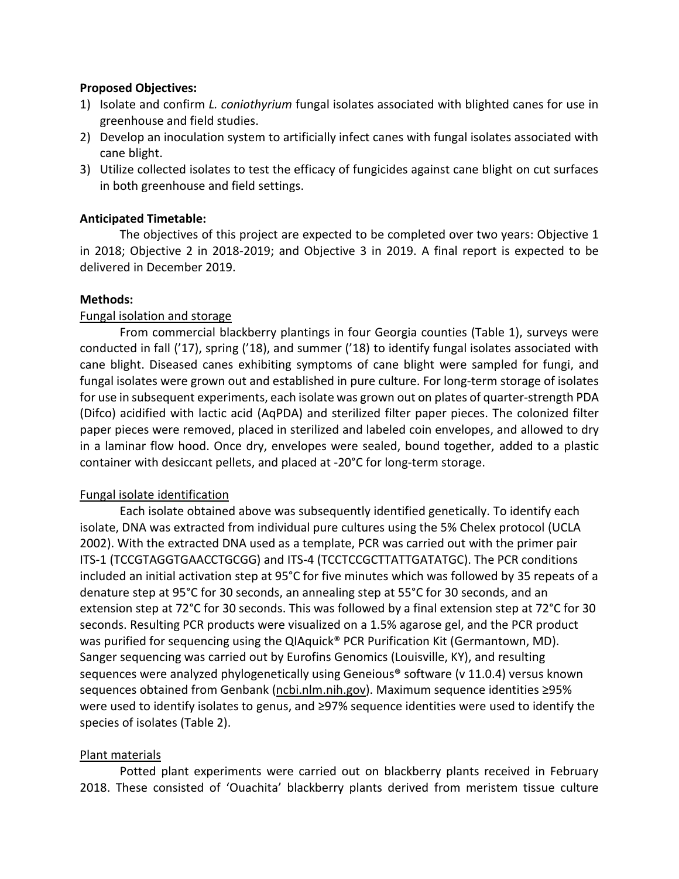**Proposed Objectives:**

1) Isolate and confirm *L. coniothyrium* fungal isolates associated with blighted canes for use in greenhouse and field studies.
2) Develop an inoculation system to artificially infect canes with fungal isolates associated with cane blight.
3) Utilize collected isolates to test the efficacy of fungicides against cane blight on cut surfaces in both greenhouse and field settings.

**Anticipated Timetable:**

The objectives of this project are expected to be completed over two years: Objective 1 in 2018; Objective 2 in 2018-2019; and Objective 3 in 2019. A final report is expected to be delivered in December 2019.

**Methods:**

Fungal isolation and storage

From commercial blackberry plantings in four Georgia counties (Table 1), surveys were conducted in fall ('17), spring ('18), and summer ('18) to identify fungal isolates associated with cane blight. Diseased canes exhibiting symptoms of cane blight were sampled for fungi, and fungal isolates were grown out and established in pure culture. For long-term storage of isolates for use in subsequent experiments, each isolate was grown out on plates of quarter-strength PDA (Difco) acidified with lactic acid (AqPDA) and sterilized filter paper pieces. The colonized filter paper pieces were removed, placed in sterilized and labeled coin envelopes, and allowed to dry in a laminar flow hood. Once dry, envelopes were sealed, bound together, added to a plastic container with desiccant pellets, and placed at -20°C for long-term storage.

Fungal isolate identification

Each isolate obtained above was subsequently identified genetically. To identify each isolate, DNA was extracted from individual pure cultures using the 5% Chelex protocol (UCLA 2002). With the extracted DNA used as a template, PCR was carried out with the primer pair ITS-1 (TCCGTAGGTGAACCTGCGG) and ITS-4 (TCCTCCGCTTATTGATATGC). The PCR conditions included an initial activation step at 95°C for five minutes which was followed by 35 repeats of a denature step at 95°C for 30 seconds, an annealing step at 55°C for 30 seconds, and an extension step at 72°C for 30 seconds. This was followed by a final extension step at 72°C for 30 seconds. Resulting PCR products were visualized on a 1.5% agarose gel, and the PCR product was purified for sequencing using the QIAquick® PCR Purification Kit (Germantown, MD). Sanger sequencing was carried out by Eurofins Genomics (Louisville, KY), and resulting sequences were analyzed phylogenetically using Geneious® software (v 11.0.4) versus known sequences obtained from Genbank (ncbi.nlm.nih.gov). Maximum sequence identities ≥95% were used to identify isolates to genus, and ≥97% sequence identities were used to identify the species of isolates (Table 2).

Plant materials

Potted plant experiments were carried out on blackberry plants received in February 2018. These consisted of 'Ouachita' blackberry plants derived from meristem tissue culture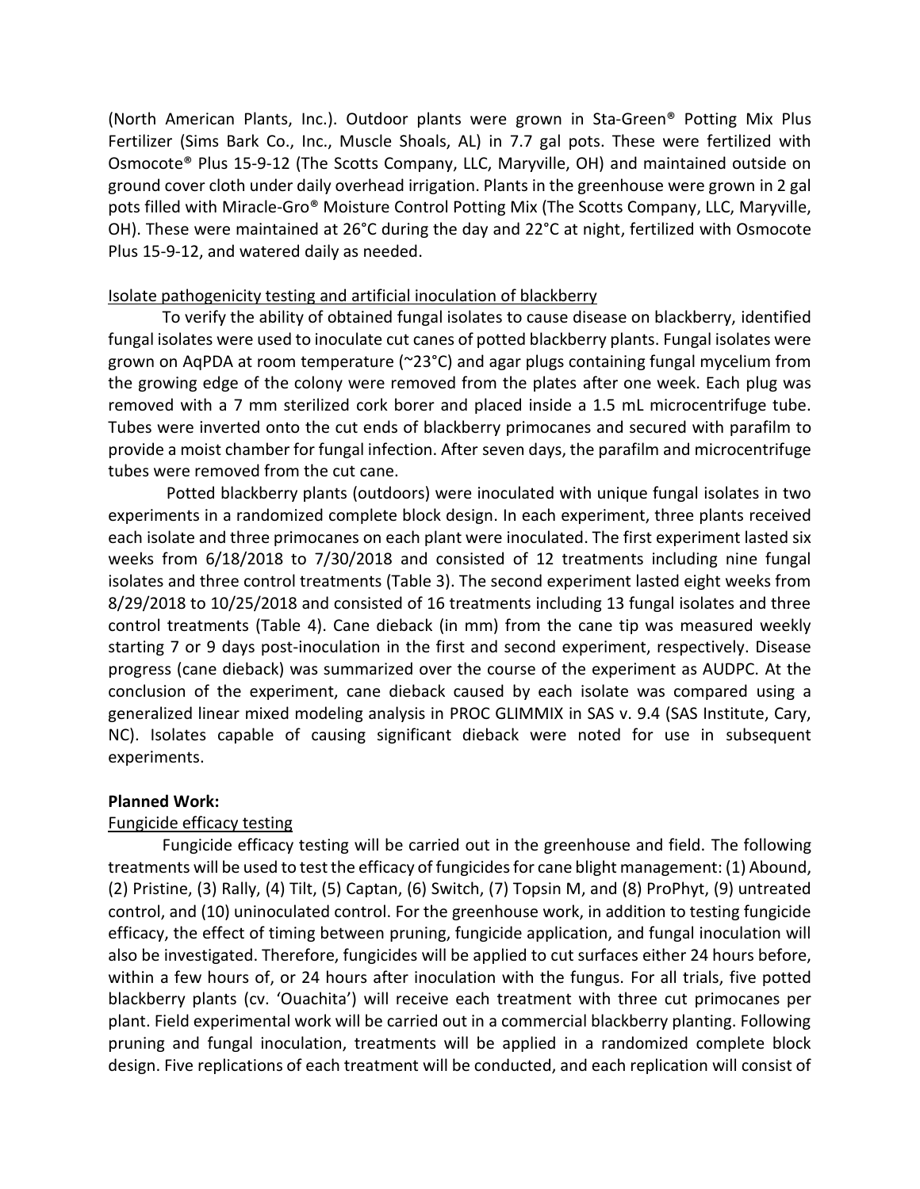(North American Plants, Inc.). Outdoor plants were grown in Sta-Green® Potting Mix Plus Fertilizer (Sims Bark Co., Inc., Muscle Shoals, AL) in 7.7 gal pots. These were fertilized with Osmocote® Plus 15-9-12 (The Scotts Company, LLC, Maryville, OH) and maintained outside on ground cover cloth under daily overhead irrigation. Plants in the greenhouse were grown in 2 gal pots filled with Miracle-Gro® Moisture Control Potting Mix (The Scotts Company, LLC, Maryville, OH). These were maintained at 26°C during the day and 22°C at night, fertilized with Osmocote Plus 15-9-12, and watered daily as needed.

<u>Isolate pathogenicity testing and artificial inoculation of blackberry</u>

To verify the ability of obtained fungal isolates to cause disease on blackberry, identified fungal isolates were used to inoculate cut canes of potted blackberry plants. Fungal isolates were grown on AqPDA at room temperature (~23°C) and agar plugs containing fungal mycelium from the growing edge of the colony were removed from the plates after one week. Each plug was removed with a 7 mm sterilized cork borer and placed inside a 1.5 mL microcentrifuge tube. Tubes were inverted onto the cut ends of blackberry primocanes and secured with parafilm to provide a moist chamber for fungal infection. After seven days, the parafilm and microcentrifuge tubes were removed from the cut cane.

Potted blackberry plants (outdoors) were inoculated with unique fungal isolates in two experiments in a randomized complete block design. In each experiment, three plants received each isolate and three primocanes on each plant were inoculated. The first experiment lasted six weeks from 6/18/2018 to 7/30/2018 and consisted of 12 treatments including nine fungal isolates and three control treatments (Table 3). The second experiment lasted eight weeks from 8/29/2018 to 10/25/2018 and consisted of 16 treatments including 13 fungal isolates and three control treatments (Table 4). Cane dieback (in mm) from the cane tip was measured weekly starting 7 or 9 days post-inoculation in the first and second experiment, respectively. Disease progress (cane dieback) was summarized over the course of the experiment as AUDPC. At the conclusion of the experiment, cane dieback caused by each isolate was compared using a generalized linear mixed modeling analysis in PROC GLIMMIX in SAS v. 9.4 (SAS Institute, Cary, NC). Isolates capable of causing significant dieback were noted for use in subsequent experiments.

**Planned Work:**

<u>Fungicide efficacy testing</u>

Fungicide efficacy testing will be carried out in the greenhouse and field. The following treatments will be used to test the efficacy of fungicides for cane blight management: (1) Abound, (2) Pristine, (3) Rally, (4) Tilt, (5) Captan, (6) Switch, (7) Topsin M, and (8) ProPhyt, (9) untreated control, and (10) uninoculated control. For the greenhouse work, in addition to testing fungicide efficacy, the effect of timing between pruning, fungicide application, and fungal inoculation will also be investigated. Therefore, fungicides will be applied to cut surfaces either 24 hours before, within a few hours of, or 24 hours after inoculation with the fungus. For all trials, five potted blackberry plants (cv. 'Ouachita') will receive each treatment with three cut primocanes per plant. Field experimental work will be carried out in a commercial blackberry planting. Following pruning and fungal inoculation, treatments will be applied in a randomized complete block design. Five replications of each treatment will be conducted, and each replication will consist of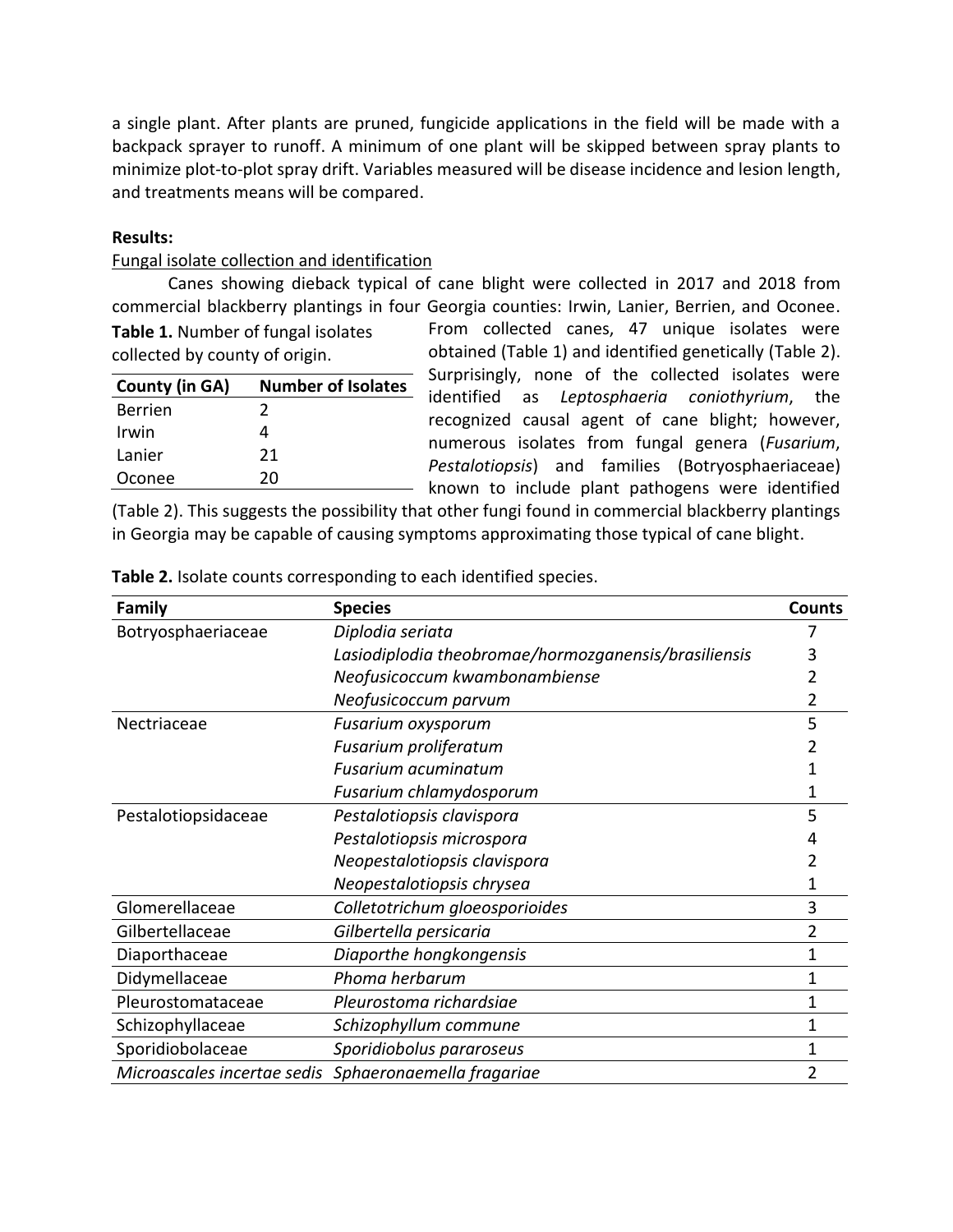a single plant. After plants are pruned, fungicide applications in the field will be made with a backpack sprayer to runoff. A minimum of one plant will be skipped between spray plants to minimize plot-to-plot spray drift. Variables measured will be disease incidence and lesion length, and treatments means will be compared.

**Results:**

Fungal isolate collection and identification

Canes showing dieback typical of cane blight were collected in 2017 and 2018 from commercial blackberry plantings in four Georgia counties: Irwin, Lanier, Berrien, and Oconee. From collected canes, 47 unique isolates were obtained (Table 1) and identified genetically (Table 2). Surprisingly, none of the collected isolates were identified as *Leptosphaeria coniothyrium*, the recognized causal agent of cane blight; however, numerous isolates from fungal genera (*Fusarium*, *Pestalotiopsis*) and families (Botryosphaeriaceae) known to include plant pathogens were identified (Table 2). This suggests the possibility that other fungi found in commercial blackberry plantings in Georgia may be capable of causing symptoms approximating those typical of cane blight.

**Table 1.** Number of fungal isolates collected by county of origin.

| County (in GA) | Number of Isolates |
|---|---|
| Berrien | 2 |
| Irwin | 4 |
| Lanier | 21 |
| Oconee | 20 |

**Table 2.** Isolate counts corresponding to each identified species.

| Family | Species | Counts |
|---|---|---|
| Botryosphaeriaceae | *Diplodia seriata* | 7 |
| | *Lasiodiplodia theobromae/hormozganensis/brasiliensis* | 3 |
| | *Neofusicoccum kwambonambiense* | 2 |
| | *Neofusicoccum parvum* | 2 |
| Nectriaceae | *Fusarium oxysporum* | 5 |
| | *Fusarium proliferatum* | 2 |
| | *Fusarium acuminatum* | 1 |
| | *Fusarium chlamydosporum* | 1 |
| Pestalotiopsidaceae | *Pestalotiopsis clavispora* | 5 |
| | *Pestalotiopsis microspora* | 4 |
| | *Neopestalotiopsis clavispora* | 2 |
| | *Neopestalotiopsis chrysea* | 1 |
| Glomerellaceae | *Colletotrichum gloeosporioides* | 3 |
| Gilbertellaceae | *Gilbertella persicaria* | 2 |
| Diaporthaceae | *Diaporthe hongkongensis* | 1 |
| Didymellaceae | *Phoma herbarum* | 1 |
| Pleurostomataceae | *Pleurostoma richardsiae* | 1 |
| Schizophyllaceae | *Schizophyllum commune* | 1 |
| Sporidiobolaceae | *Sporidiobolus pararoseus* | 1 |
| *Microascales incertae sedis* | *Sphaeronaemella fragariae* | 2 |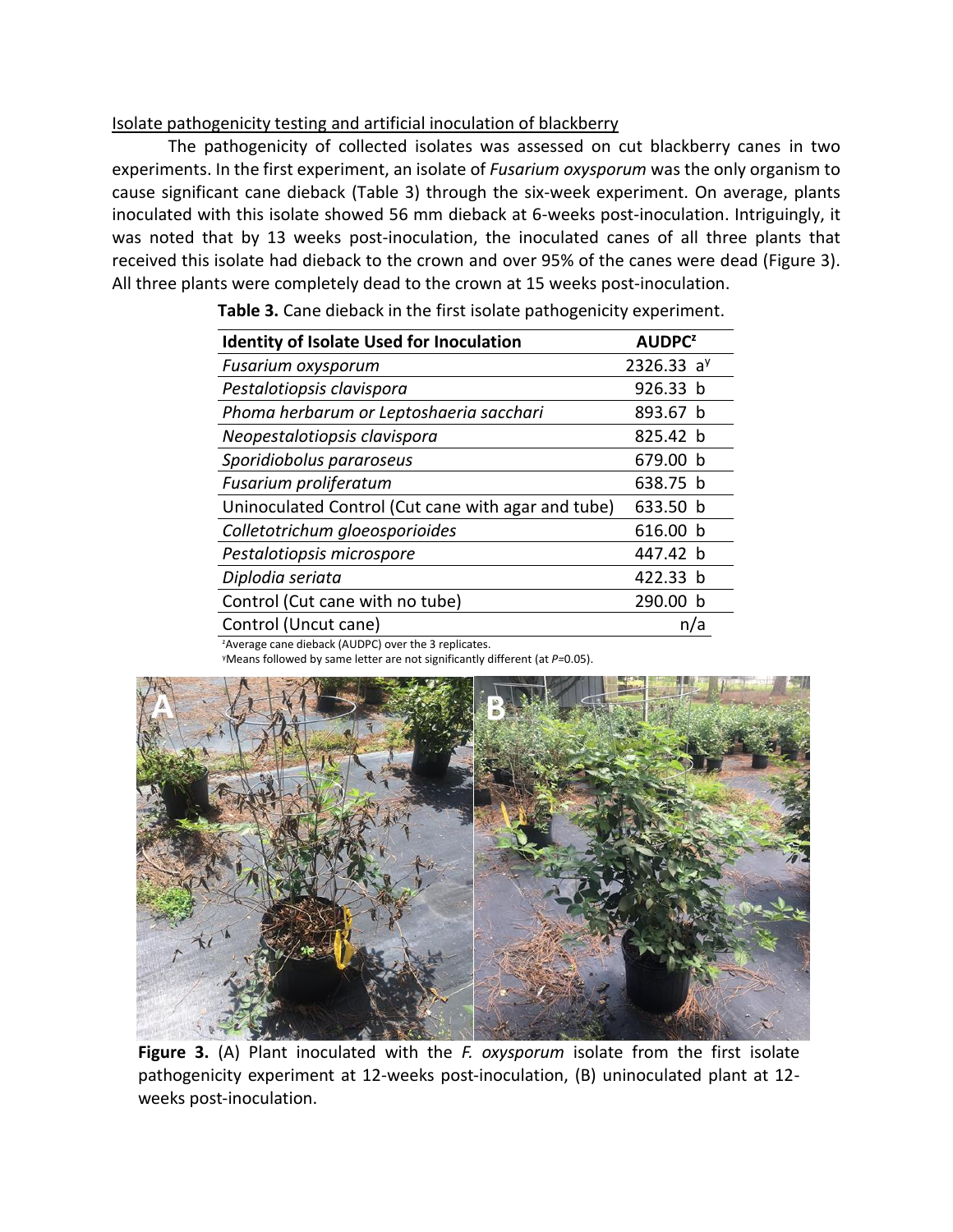Isolate pathogenicity testing and artificial inoculation of blackberry

The pathogenicity of collected isolates was assessed on cut blackberry canes in two experiments. In the first experiment, an isolate of *Fusarium oxysporum* was the only organism to cause significant cane dieback (Table 3) through the six-week experiment. On average, plants inoculated with this isolate showed 56 mm dieback at 6-weeks post-inoculation. Intriguingly, it was noted that by 13 weeks post-inoculation, the inoculated canes of all three plants that received this isolate had dieback to the crown and over 95% of the canes were dead (Figure 3). All three plants were completely dead to the crown at 15 weeks post-inoculation.

**Table 3.** Cane dieback in the first isolate pathogenicity experiment.

| Identity of Isolate Used for Inoculation | AUDPC[z] |
|---|---|
| *Fusarium oxysporum* | 2326.33 a[y] |
| *Pestalotiopsis clavispora* | 926.33 b |
| *Phoma herbarum or Leptoshaeria sacchari* | 893.67 b |
| *Neopestalotiopsis clavispora* | 825.42 b |
| *Sporidiobolus pararoseus* | 679.00 b |
| *Fusarium proliferatum* | 638.75 b |
| Uninoculated Control (Cut cane with agar and tube) | 633.50 b |
| *Colletotrichum gloeosporioides* | 616.00 b |
| *Pestalotiopsis microspore* | 447.42 b |
| *Diplodia seriata* | 422.33 b |
| Control (Cut cane with no tube) | 290.00 b |
| Control (Uncut cane) | n/a |

[z]Average cane dieback (AUDPC) over the 3 replicates.
[y]Means followed by same letter are not significantly different (at $P$=0.05).

**Figure 3.** (A) Plant inoculated with the *F. oxysporum* isolate from the first isolate pathogenicity experiment at 12-weeks post-inoculation, (B) uninoculated plant at 12-weeks post-inoculation.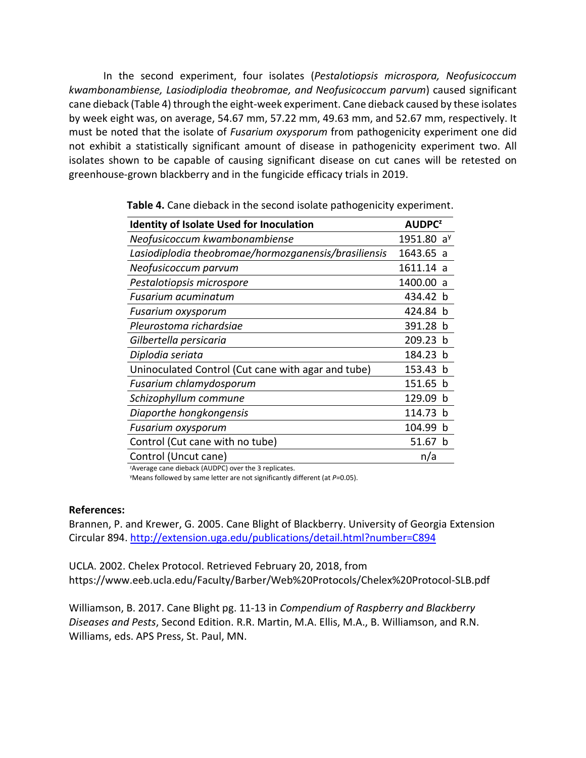In the second experiment, four isolates (*Pestalotiopsis microspora, Neofusicoccum kwambonambiense, Lasiodiplodia theobromae, and Neofusicoccum parvum*) caused significant cane dieback (Table 4) through the eight-week experiment. Cane dieback caused by these isolates by week eight was, on average, 54.67 mm, 57.22 mm, 49.63 mm, and 52.67 mm, respectively. It must be noted that the isolate of *Fusarium oxysporum* from pathogenicity experiment one did not exhibit a statistically significant amount of disease in pathogenicity experiment two. All isolates shown to be capable of causing significant disease on cut canes will be retested on greenhouse-grown blackberry and in the fungicide efficacy trials in 2019.

**Table 4.** Cane dieback in the second isolate pathogenicity experiment.

| Identity of Isolate Used for Inoculation | AUDPC[z] |
|---|---|
| *Neofusicoccum kwambonambiense* | 1951.80 a[y] |
| *Lasiodiplodia theobromae/hormozganensis/brasiliensis* | 1643.65 a |
| *Neofusicoccum parvum* | 1611.14 a |
| *Pestalotiopsis microspore* | 1400.00 a |
| *Fusarium acuminatum* | 434.42 b |
| *Fusarium oxysporum* | 424.84 b |
| *Pleurostoma richardsiae* | 391.28 b |
| *Gilbertella persicaria* | 209.23 b |
| *Diplodia seriata* | 184.23 b |
| Uninoculated Control (Cut cane with agar and tube) | 153.43 b |
| *Fusarium chlamydosporum* | 151.65 b |
| *Schizophyllum commune* | 129.09 b |
| *Diaporthe hongkongensis* | 114.73 b |
| *Fusarium oxysporum* | 104.99 b |
| Control (Cut cane with no tube) | 51.67 b |
| Control (Uncut cane) | n/a |

[z]Average cane dieback (AUDPC) over the 3 replicates.

[y]Means followed by same letter are not significantly different (at *P*=0.05).

**References:**

Brannen, P. and Krewer, G. 2005. Cane Blight of Blackberry. University of Georgia Extension Circular 894. http://extension.uga.edu/publications/detail.html?number=C894

UCLA. 2002. Chelex Protocol. Retrieved February 20, 2018, from https://www.eeb.ucla.edu/Faculty/Barber/Web%20Protocols/Chelex%20Protocol-SLB.pdf

Williamson, B. 2017. Cane Blight pg. 11-13 in *Compendium of Raspberry and Blackberry Diseases and Pests*, Second Edition. R.R. Martin, M.A. Ellis, M.A., B. Williamson, and R.N. Williams, eds. APS Press, St. Paul, MN.